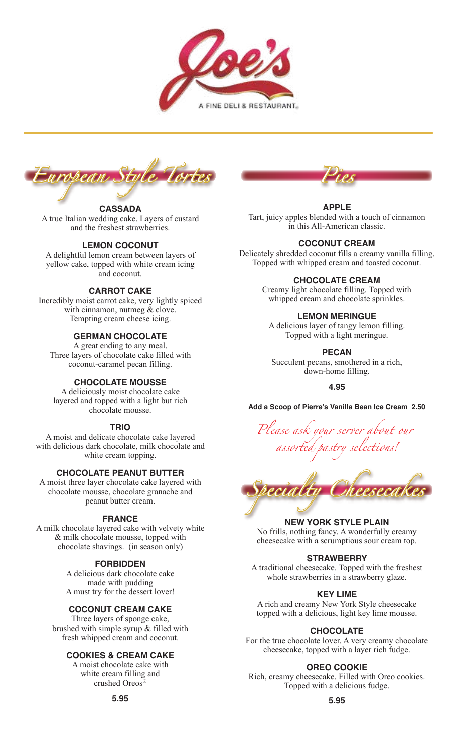# Joe's

A FINE DELI & RESTAURANT.

## European Style Tortes

### CASSADA

A true Italian wedding cake. Layers of custard and the freshest strawberries.

### LEMON COCONUT

A delightful lemon cream between layers of yellow cake, topped with white cream icing and coconut.

### CARROT CAKE

Incredibly moist carrot cake, very lightly spiced with cinnamon, nutmeg & clove. Tempting cream cheese icing.

### GERMAN CHOCOLATE

A great ending to any meal. Three layers of chocolate cake filled with coconut-caramel pecan filling.

### CHOCOLATE MOUSSE

A deliciously moist chocolate cake layered and topped with a light but rich chocolate mousse.

### TRIO

A moist and delicate chocolate cake layered with delicious dark chocolate, milk chocolate and white cream topping.

### CHOCOLATE PEANUT BUTTER

A moist three layer chocolate cake layered with chocolate mousse, chocolate granache and peanut butter cream.

### FRANCE

A milk chocolate layered cake with velvety white & milk chocolate mousse, topped with chocolate shavings. (in season only)

### FORBIDDEN

A delicious dark chocolate cake made with pudding
A must try for the dessert lover!

### COCONUT CREAM CAKE

Three layers of sponge cake, brushed with simple syrup & filled with fresh whipped cream and coconut.

### COOKIES & CREAM CAKE

A moist chocolate cake with white cream filling and crushed Oreos®

**5.95**

## Pies

### APPLE

Tart, juicy apples blended with a touch of cinnamon in this All-American classic.

### COCONUT CREAM

Delicately shredded coconut fills a creamy vanilla filling. Topped with whipped cream and toasted coconut.

### CHOCOLATE CREAM

Creamy light chocolate filling. Topped with whipped cream and chocolate sprinkles.

### LEMON MERINGUE

A delicious layer of tangy lemon filling. Topped with a light meringue.

### PECAN

Succulent pecans, smothered in a rich, down-home filling.

**4.95**

**Add a Scoop of Pierre's Vanilla Bean Ice Cream 2.50**

*Please ask your server about our assorted pastry selections!*

## Specialty Cheesecakes

### NEW YORK STYLE PLAIN

No frills, nothing fancy. A wonderfully creamy cheesecake with a scrumptious sour cream top.

### STRAWBERRY

A traditional cheesecake. Topped with the freshest whole strawberries in a strawberry glaze.

### KEY LIME

A rich and creamy New York Style cheesecake topped with a delicious, light key lime mousse.

### CHOCOLATE

For the true chocolate lover. A very creamy chocolate cheesecake, topped with a layer rich fudge.

### OREO COOKIE

Rich, creamy cheesecake. Filled with Oreo cookies. Topped with a delicious fudge.

**5.95**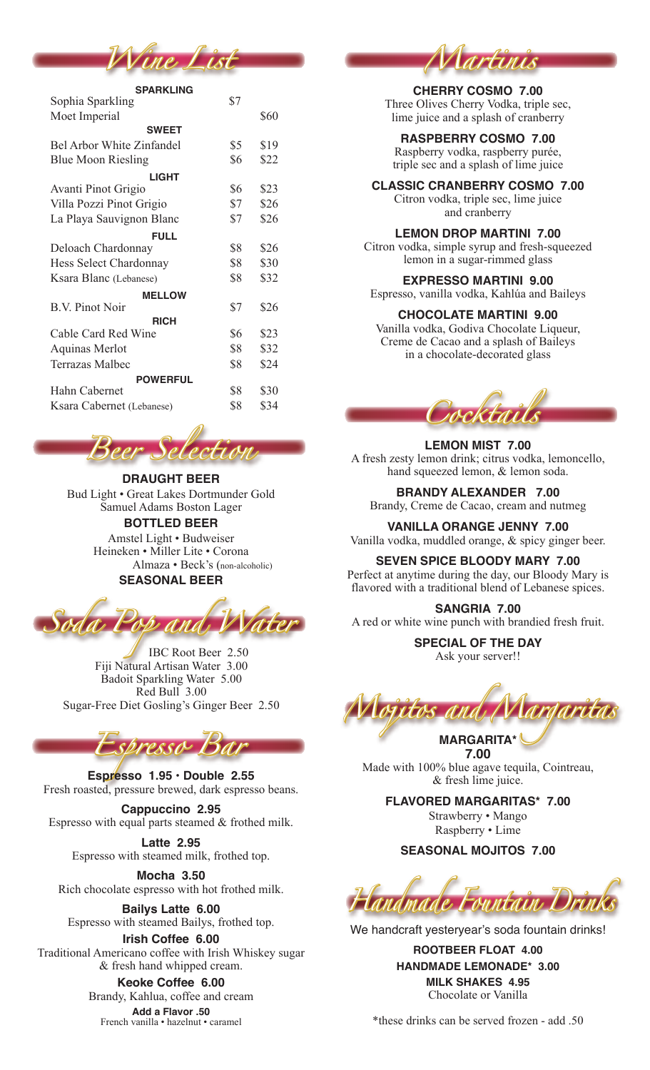# Wine List

| | | |
|---|---|---|
| **SPARKLING** | | |
| Sophia Sparkling | $7 | |
| Moet Imperial | | $60 |
| **SWEET** | | |
| Bel Arbor White Zinfandel | $5 | $19 |
| Blue Moon Riesling | $6 | $22 |
| **LIGHT** | | |
| Avanti Pinot Grigio | $6 | $23 |
| Villa Pozzi Pinot Grigio | $7 | $26 |
| La Playa Sauvignon Blanc | $7 | $26 |
| **FULL** | | |
| Deloach Chardonnay | $8 | $26 |
| Hess Select Chardonnay | $8 | $30 |
| Ksara Blanc (Lebanese) | $8 | $32 |
| **MELLOW** | | |
| B.V. Pinot Noir | $7 | $26 |
| **RICH** | | |
| Cable Card Red Wine | $6 | $23 |
| Aquinas Merlot | $8 | $32 |
| Terrazas Malbec | $8 | $24 |
| **POWERFUL** | | |
| Hahn Cabernet | $8 | $30 |
| Ksara Cabernet (Lebanese) | $8 | $34 |

# Beer Selection

**DRAUGHT BEER**

Bud Light • Great Lakes Dortmunder Gold
Samuel Adams Boston Lager

**BOTTLED BEER**

Amstel Light • Budweiser
Heineken • Miller Lite • Corona
Almaza • Beck's (non-alcoholic)

**SEASONAL BEER**

# Soda Pop and Water

IBC Root Beer 2.50
Fiji Natural Artisan Water 3.00
Badoit Sparkling Water 5.00
Red Bull 3.00
Sugar-Free Diet Gosling's Ginger Beer 2.50

# Espresso Bar

**Espresso 1.95 • Double 2.55**
Fresh roasted, pressure brewed, dark espresso beans.

**Cappuccino 2.95**
Espresso with equal parts steamed & frothed milk.

**Latte 2.95**
Espresso with steamed milk, frothed top.

**Mocha 3.50**
Rich chocolate espresso with hot frothed milk.

**Bailys Latte 6.00**
Espresso with steamed Bailys, frothed top.

**Irish Coffee 6.00**
Traditional Americano coffee with Irish Whiskey sugar & fresh hand whipped cream.

**Keoke Coffee 6.00**
Brandy, Kahlua, coffee and cream

**Add a Flavor .50**
French vanilla • hazelnut • caramel

# Martinis

**CHERRY COSMO 7.00**
Three Olives Cherry Vodka, triple sec, lime juice and a splash of cranberry

**RASPBERRY COSMO 7.00**
Raspberry vodka, raspberry purée, triple sec and a splash of lime juice

**CLASSIC CRANBERRY COSMO 7.00**
Citron vodka, triple sec, lime juice and cranberry

**LEMON DROP MARTINI 7.00**
Citron vodka, simple syrup and fresh-squeezed lemon in a sugar-rimmed glass

**EXPRESSO MARTINI 9.00**
Espresso, vanilla vodka, Kahlúa and Baileys

**CHOCOLATE MARTINI 9.00**
Vanilla vodka, Godiva Chocolate Liqueur, Creme de Cacao and a splash of Baileys in a chocolate-decorated glass

# Cocktails

**LEMON MIST 7.00**
A fresh zesty lemon drink; citrus vodka, lemoncello, hand squeezed lemon, & lemon soda.

**BRANDY ALEXANDER 7.00**
Brandy, Creme de Cacao, cream and nutmeg

**VANILLA ORANGE JENNY 7.00**
Vanilla vodka, muddled orange, & spicy ginger beer.

**SEVEN SPICE BLOODY MARY 7.00**
Perfect at anytime during the day, our Bloody Mary is flavored with a traditional blend of Lebanese spices.

**SANGRIA 7.00**
A red or white wine punch with brandied fresh fruit.

**SPECIAL OF THE DAY**
Ask your server!!

# Mojitos and Margaritas

**MARGARITA* 7.00**
Made with 100% blue agave tequila, Cointreau, & fresh lime juice.

**FLAVORED MARGARITAS* 7.00**
Strawberry • Mango
Raspberry • Lime

**SEASONAL MOJITOS 7.00**

# Handmade Fountain Drinks

We handcraft yesteryear's soda fountain drinks!

**ROOTBEER FLOAT 4.00**

**HANDMADE LEMONADE* 3.00**

**MILK SHAKES 4.95**
Chocolate or Vanilla

*these drinks can be served frozen - add .50